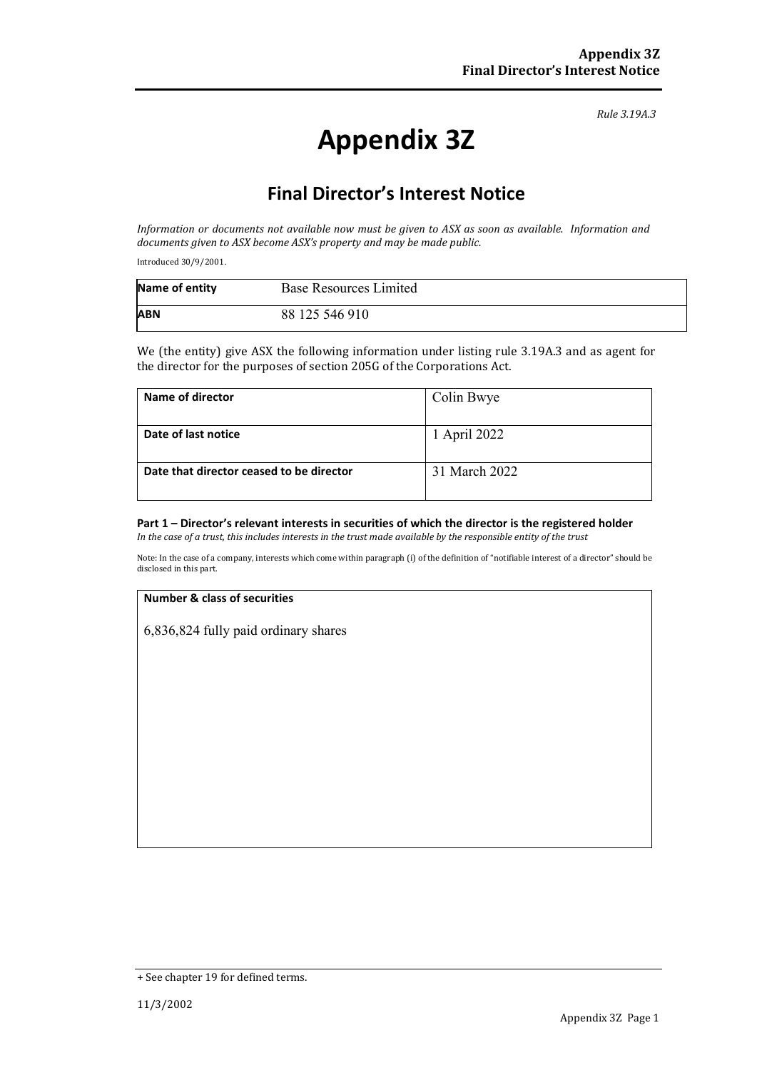*Rule 3.19A.3*

# Appendix 3Z

## Final Director's Interest Notice

*Information or documents not available now must be given to ASX as soon as available. Information and documents given to ASX become ASX's property and may be made public.*

Introduced 30/9/2001.

| Name of entity | Base Resources Limited |
|---|---|
| ABN | 88 125 546 910 |

We (the entity) give ASX the following information under listing rule 3.19A.3 and as agent for the director for the purposes of section 205G of the Corporations Act.

| Name of director | Colin Bwye |
|---|---|
| Date of last notice | 1 April 2022 |
| Date that director ceased to be director | 31 March 2022 |

**Part 1 – Director's relevant interests in securities of which the director is the registered holder**

*In the case of a trust, this includes interests in the trust made available by the responsible entity of the trust*

Note: In the case of a company, interests which come within paragraph (i) of the definition of "notifiable interest of a director" should be disclosed in this part.

| Number & class of securities |
|---|
| 6,836,824 fully paid ordinary shares |

+ See chapter 19 for defined terms.

11/3/2002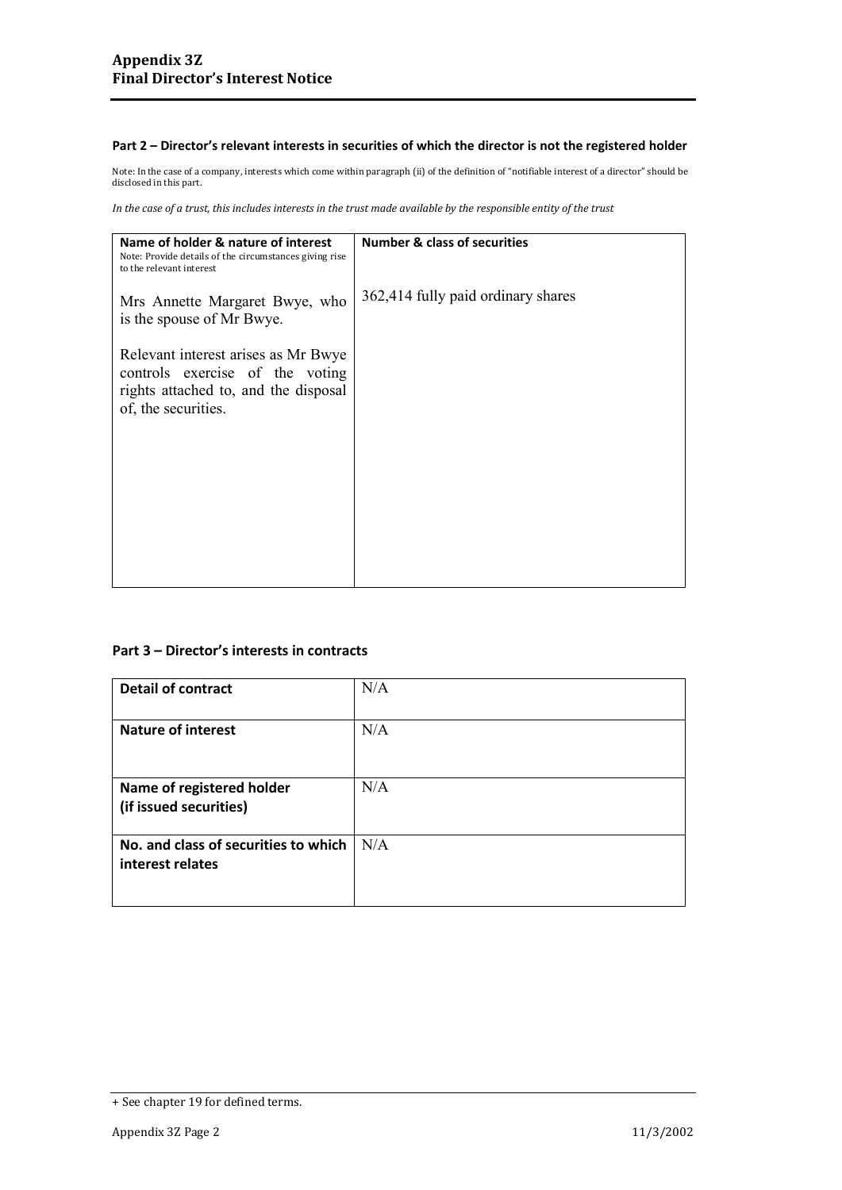## Part 2 – Director's relevant interests in securities of which the director is not the registered holder

Note: In the case of a company, interests which come within paragraph (ii) of the definition of "notifiable interest of a director" should be disclosed in this part.

*In the case of a trust, this includes interests in the trust made available by the responsible entity of the trust*

| **Name of holder & nature of interest**<br>Note: Provide details of the circumstances giving rise to the relevant interest | **Number & class of securities** |
|---|---|
| Mrs Annette Margaret Bwye, who is the spouse of Mr Bwye.<br><br>Relevant interest arises as Mr Bwye controls exercise of the voting rights attached to, and the disposal of, the securities. | 362,414 fully paid ordinary shares |

## Part 3 – Director's interests in contracts

| | |
|---|---|
| **Detail of contract** | N/A |
| **Nature of interest** | N/A |
| **Name of registered holder (if issued securities)** | N/A |
| **No. and class of securities to which interest relates** | N/A |

+ See chapter 19 for defined terms.